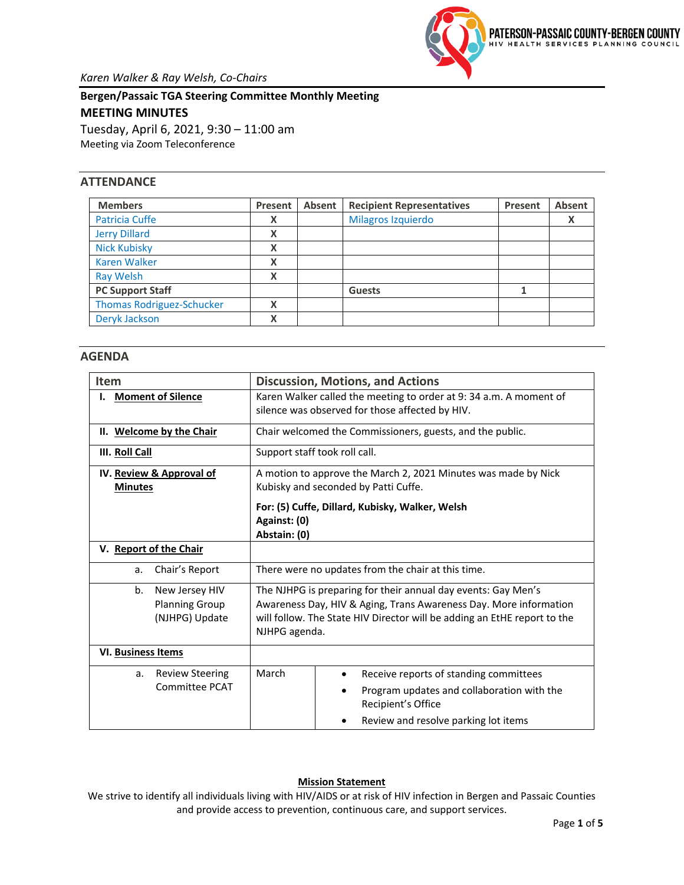**PATERSON-PASSAIC COUNTY-BERGEN COUNTY**
HIV HEALTH SERVICES PLANNING COUNCIL

*Karen Walker & Ray Welsh, Co-Chairs*

**Bergen/Passaic TGA Steering Committee Monthly Meeting**

**MEETING MINUTES**

Tuesday, April 6, 2021, 9:30 – 11:00 am

Meeting via Zoom Teleconference

## ATTENDANCE

| Members | Present | Absent | Recipient Representatives | Present | Absent |
|---|---|---|---|---|---|
| Patricia Cuffe | X | | Milagros Izquierdo | | X |
| Jerry Dillard | X | | | | |
| Nick Kubisky | X | | | | |
| Karen Walker | X | | | | |
| Ray Welsh | X | | | | |
| **PC Support Staff** | | | **Guests** | 1 | |
| Thomas Rodriguez-Schucker | X | | | | |
| Deryk Jackson | X | | | | |

## AGENDA

| Item | Discussion, Motions, and Actions | |
|---|---|---|
| **I. Moment of Silence** | Karen Walker called the meeting to order at 9: 34 a.m. A moment of silence was observed for those affected by HIV. | |
| **II. Welcome by the Chair** | Chair welcomed the Commissioners, guests, and the public. | |
| **III. Roll Call** | Support staff took roll call. | |
| **IV. Review & Approval of Minutes** | A motion to approve the March 2, 2021 Minutes was made by Nick Kubisky and seconded by Patti Cuffe.<br><br>**For: (5) Cuffe, Dillard, Kubisky, Walker, Welsh**<br>**Against: (0)**<br>**Abstain: (0)** | |
| **V. Report of the Chair** | | |
| a. Chair's Report | There were no updates from the chair at this time. | |
| b. New Jersey HIV Planning Group (NJHPG) Update | The NJHPG is preparing for their annual day events: Gay Men's Awareness Day, HIV & Aging, Trans Awareness Day. More information will follow. The State HIV Director will be adding an EtHE report to the NJHPG agenda. | |
| **VI. Business Items** | | |
| a. Review Steering Committee PCAT | March | • Receive reports of standing committees<br>• Program updates and collaboration with the Recipient's Office<br>• Review and resolve parking lot items |

**Mission Statement**

We strive to identify all individuals living with HIV/AIDS or at risk of HIV infection in Bergen and Passaic Counties and provide access to prevention, continuous care, and support services.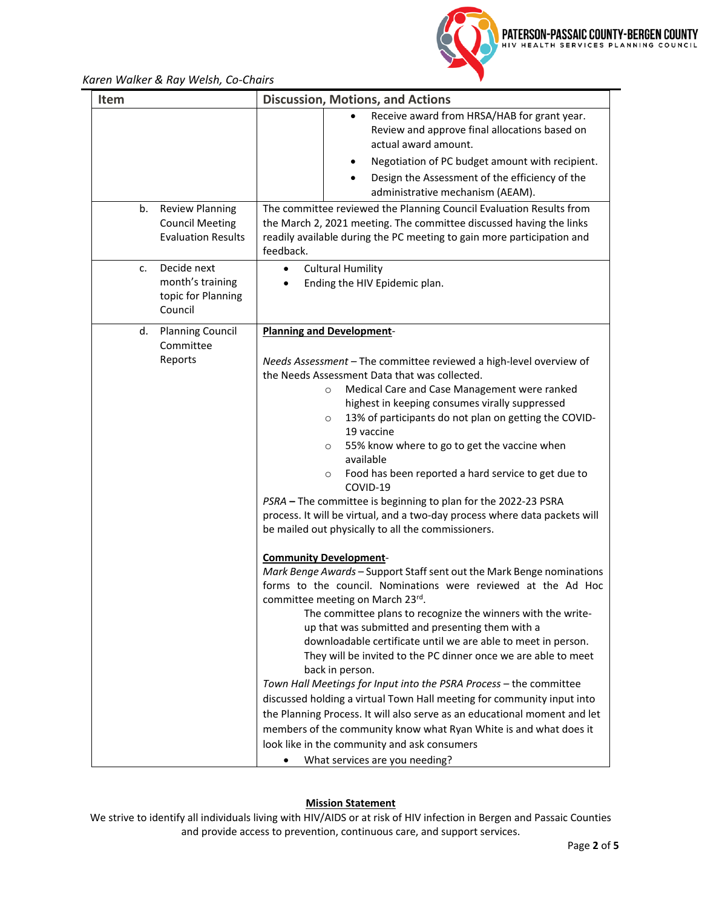| Item | Discussion, Motions, and Actions |
|---|---|
| | <ul><li>Receive award from HRSA/HAB for grant year. Review and approve final allocations based on actual award amount.</li><li>Negotiation of PC budget amount with recipient.</li><li>Design the Assessment of the efficiency of the administrative mechanism (AEAM).</li></ul> |
| b. Review Planning Council Meeting Evaluation Results | The committee reviewed the Planning Council Evaluation Results from the March 2, 2021 meeting. The committee discussed having the links readily available during the PC meeting to gain more participation and feedback. |
| c. Decide next month's training topic for Planning Council | <ul><li>Cultural Humility</li><li>Ending the HIV Epidemic plan.</li></ul> |
| d. Planning Council Committee Reports | <u>**Planning and Development**</u>-<br><br>*Needs Assessment* – The committee reviewed a high-level overview of the Needs Assessment Data that was collected.<ul><li>Medical Care and Case Management were ranked highest in keeping consumes virally suppressed</li><li>13% of participants do not plan on getting the COVID-19 vaccine</li><li>55% know where to go to get the vaccine when available</li><li>Food has been reported a hard service to get due to COVID-19</li></ul>*PSRA* **–** The committee is beginning to plan for the 2022-23 PSRA process. It will be virtual, and a two-day process where data packets will be mailed out physically to all the commissioners.<br><br><u>**Community Development**</u>-<br>*Mark Benge Awards* – Support Staff sent out the Mark Benge nominations forms to the council. Nominations were reviewed at the Ad Hoc committee meeting on March 23rd.<br>The committee plans to recognize the winners with the write-up that was submitted and presenting them with a downloadable certificate until we are able to meet in person. They will be invited to the PC dinner once we are able to meet back in person.<br>*Town Hall Meetings for Input into the PSRA Process* – the committee discussed holding a virtual Town Hall meeting for community input into the Planning Process. It will also serve as an educational moment and let members of the community know what Ryan White is and what does it look like in the community and ask consumers<ul><li>What services are you needing?</li></ul> |

**Mission Statement**

We strive to identify all individuals living with HIV/AIDS or at risk of HIV infection in Bergen and Passaic Counties and provide access to prevention, continuous care, and support services.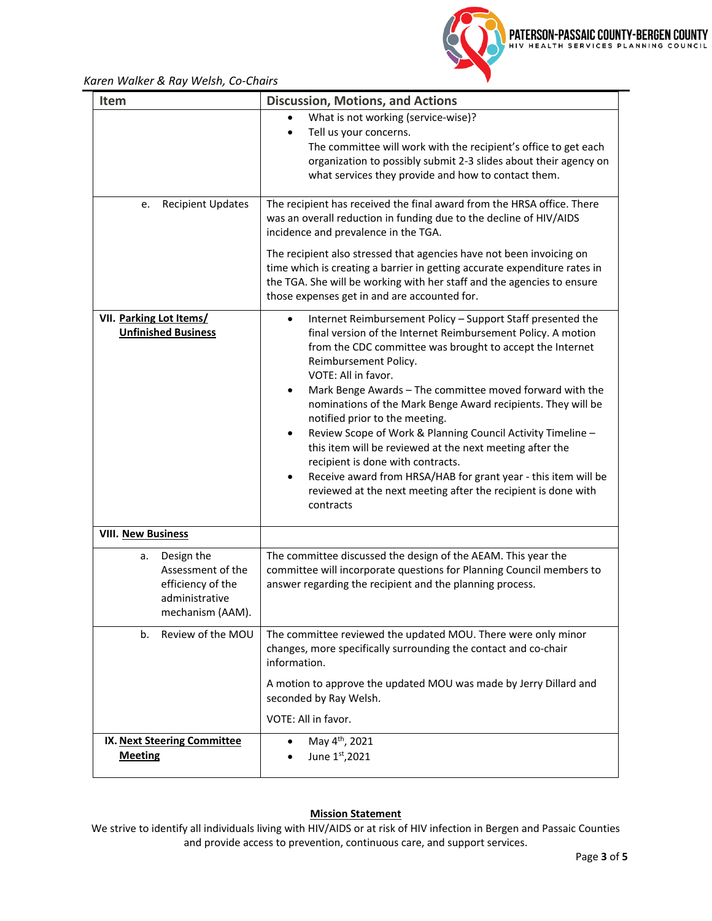*Karen Walker & Ray Welsh, Co-Chairs*

| Item | Discussion, Motions, and Actions |
|---|---|
| | • What is not working (service-wise)?<br>• Tell us your concerns.<br>The committee will work with the recipient's office to get each organization to possibly submit 2-3 slides about their agency on what services they provide and how to contact them. |
| e. Recipient Updates | The recipient has received the final award from the HRSA office. There was an overall reduction in funding due to the decline of HIV/AIDS incidence and prevalence in the TGA.<br><br>The recipient also stressed that agencies have not been invoicing on time which is creating a barrier in getting accurate expenditure rates in the TGA. She will be working with her staff and the agencies to ensure those expenses get in and are accounted for. |
| **VII. Parking Lot Items/ Unfinished Business** | • Internet Reimbursement Policy – Support Staff presented the final version of the Internet Reimbursement Policy. A motion from the CDC committee was brought to accept the Internet Reimbursement Policy.<br>VOTE: All in favor.<br>• Mark Benge Awards – The committee moved forward with the nominations of the Mark Benge Award recipients. They will be notified prior to the meeting.<br>• Review Scope of Work & Planning Council Activity Timeline – this item will be reviewed at the next meeting after the recipient is done with contracts.<br>• Receive award from HRSA/HAB for grant year - this item will be reviewed at the next meeting after the recipient is done with contracts |
| **VIII. New Business** | |
| a. Design the Assessment of the efficiency of the administrative mechanism (AAM). | The committee discussed the design of the AEAM. This year the committee will incorporate questions for Planning Council members to answer regarding the recipient and the planning process. |
| b. Review of the MOU | The committee reviewed the updated MOU. There were only minor changes, more specifically surrounding the contact and co-chair information.<br><br>A motion to approve the updated MOU was made by Jerry Dillard and seconded by Ray Welsh.<br><br>VOTE: All in favor. |
| **IX. Next Steering Committee Meeting** | • May 4th, 2021<br>• June 1st,2021 |

**Mission Statement**

We strive to identify all individuals living with HIV/AIDS or at risk of HIV infection in Bergen and Passaic Counties and provide access to prevention, continuous care, and support services.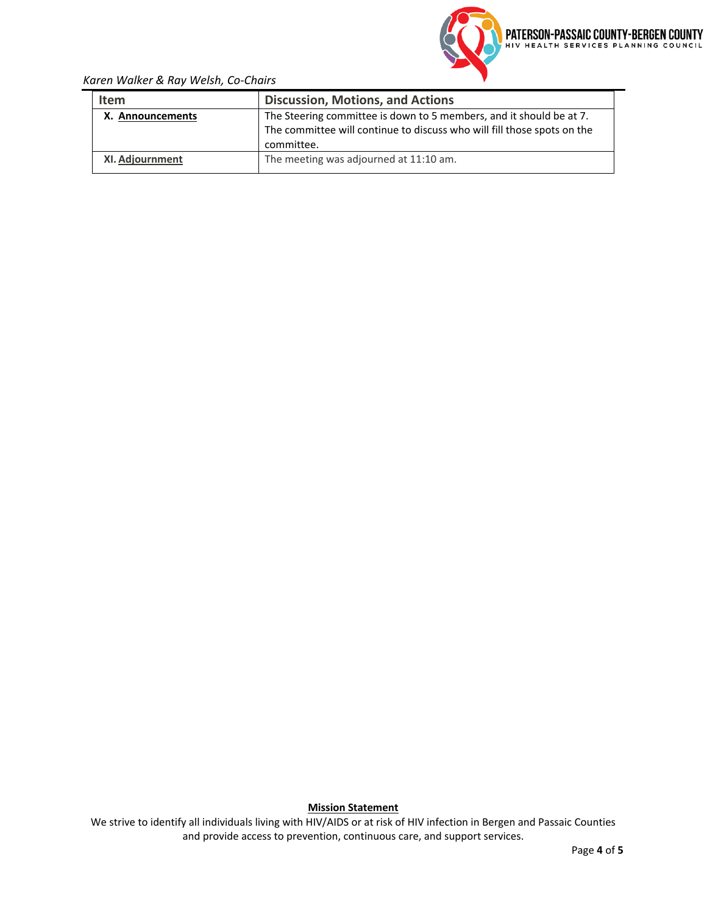| Item | Discussion, Motions, and Actions |
|---|---|
| **X. Announcements** | The Steering committee is down to 5 members, and it should be at 7. The committee will continue to discuss who will fill those spots on the committee. |
| **XI. Adjournment** | The meeting was adjourned at 11:10 am. |

**Mission Statement**

We strive to identify all individuals living with HIV/AIDS or at risk of HIV infection in Bergen and Passaic Counties and provide access to prevention, continuous care, and support services.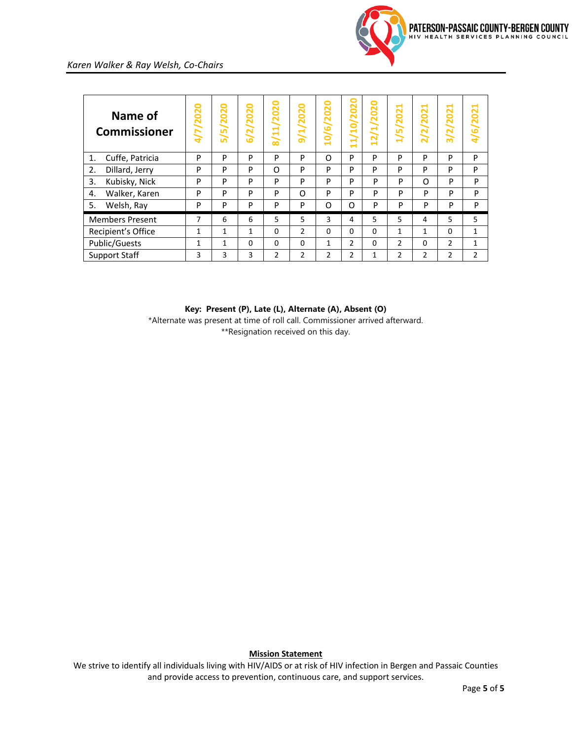*Karen Walker & Ray Welsh, Co-Chairs*

| Name of Commissioner | 4/7/2020 | 5/5/2020 | 6/2/2020 | 8/11/2020 | 9/1/2020 | 10/6/2020 | 11/10/2020 | 12/1/2020 | 1/5/2021 | 2/2/2021 | 3/2/2021 | 4/6/2021 |
|---|---|---|---|---|---|---|---|---|---|---|---|---|
| 1. Cuffe, Patricia | P | P | P | P | P | O | P | P | P | P | P | P |
| 2. Dillard, Jerry | P | P | P | O | P | P | P | P | P | P | P | P |
| 3. Kubisky, Nick | P | P | P | P | P | P | P | P | P | O | P | P |
| 4. Walker, Karen | P | P | P | P | O | P | P | P | P | P | P | P |
| 5. Welsh, Ray | P | P | P | P | P | O | O | P | P | P | P | P |
| Members Present | 7 | 6 | 6 | 5 | 5 | 3 | 4 | 5 | 5 | 4 | 5 | 5 |
| Recipient's Office | 1 | 1 | 1 | 0 | 2 | 0 | 0 | 0 | 1 | 1 | 0 | 1 |
| Public/Guests | 1 | 1 | 0 | 0 | 0 | 1 | 2 | 0 | 2 | 0 | 2 | 1 |
| Support Staff | 3 | 3 | 3 | 2 | 2 | 2 | 2 | 1 | 2 | 2 | 2 | 2 |

**Key: Present (P), Late (L), Alternate (A), Absent (O)**

*Alternate was present at time of roll call. Commissioner arrived afterward.

**Resignation received on this day.

**Mission Statement**

We strive to identify all individuals living with HIV/AIDS or at risk of HIV infection in Bergen and Passaic Counties and provide access to prevention, continuous care, and support services.